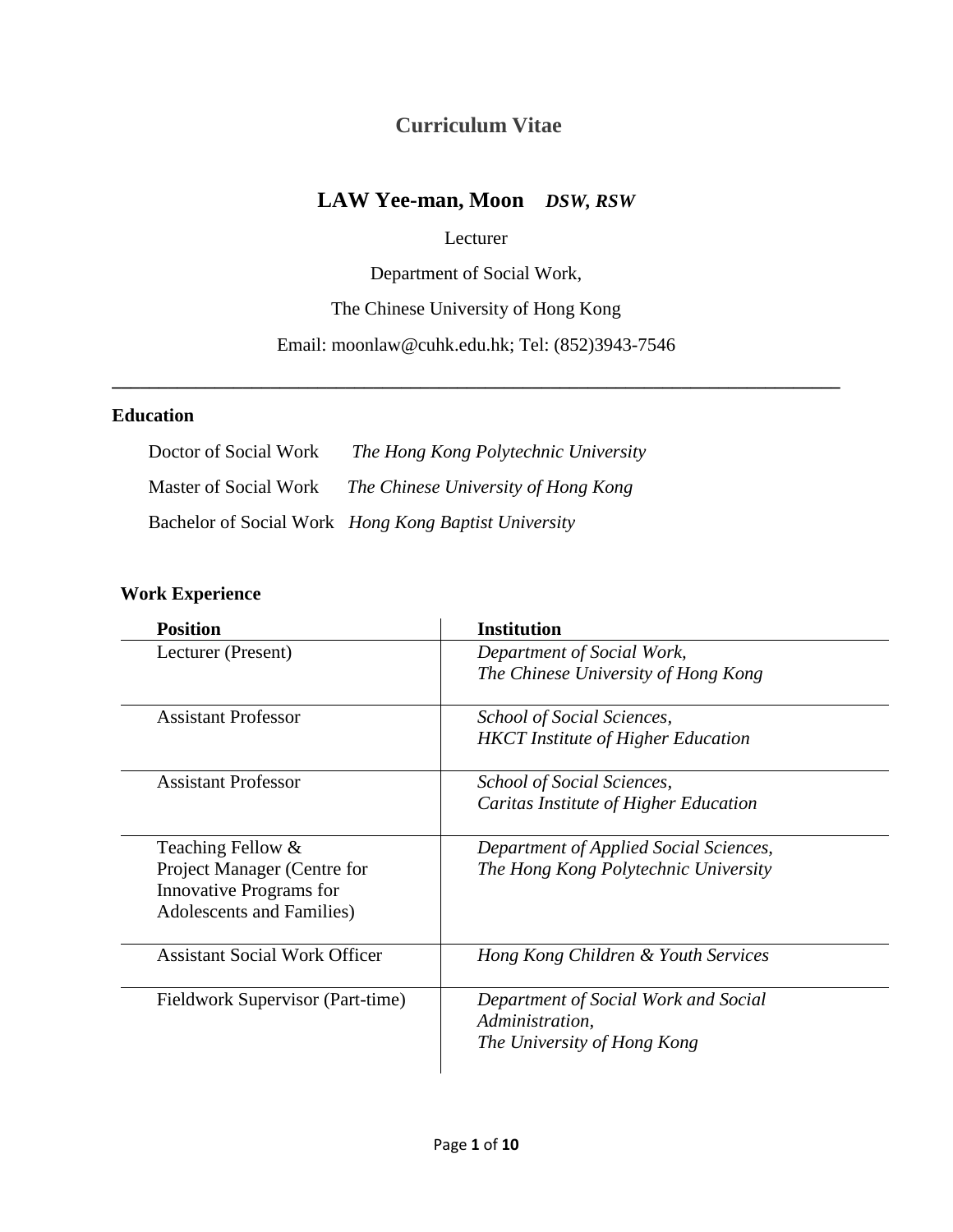# Curriculum Vitae

## LAW Yee-man, Moon *DSW, RSW*

Lecturer

Department of Social Work,

The Chinese University of Hong Kong

Email: moonlaw@cuhk.edu.hk; Tel: (852)3943-7546

---

### Education

Doctor of Social Work *The Hong Kong Polytechnic University*

Master of Social Work *The Chinese University of Hong Kong*

Bachelor of Social Work *Hong Kong Baptist University*

### Work Experience

| Position | Institution |
|---|---|
| Lecturer (Present) | *Department of Social Work, The Chinese University of Hong Kong* |
| Assistant Professor | *School of Social Sciences, HKCT Institute of Higher Education* |
| Assistant Professor | *School of Social Sciences, Caritas Institute of Higher Education* |
| Teaching Fellow & Project Manager (Centre for Innovative Programs for Adolescents and Families) | *Department of Applied Social Sciences, The Hong Kong Polytechnic University* |
| Assistant Social Work Officer | *Hong Kong Children & Youth Services* |
| Fieldwork Supervisor (Part-time) | *Department of Social Work and Social Administration, The University of Hong Kong* |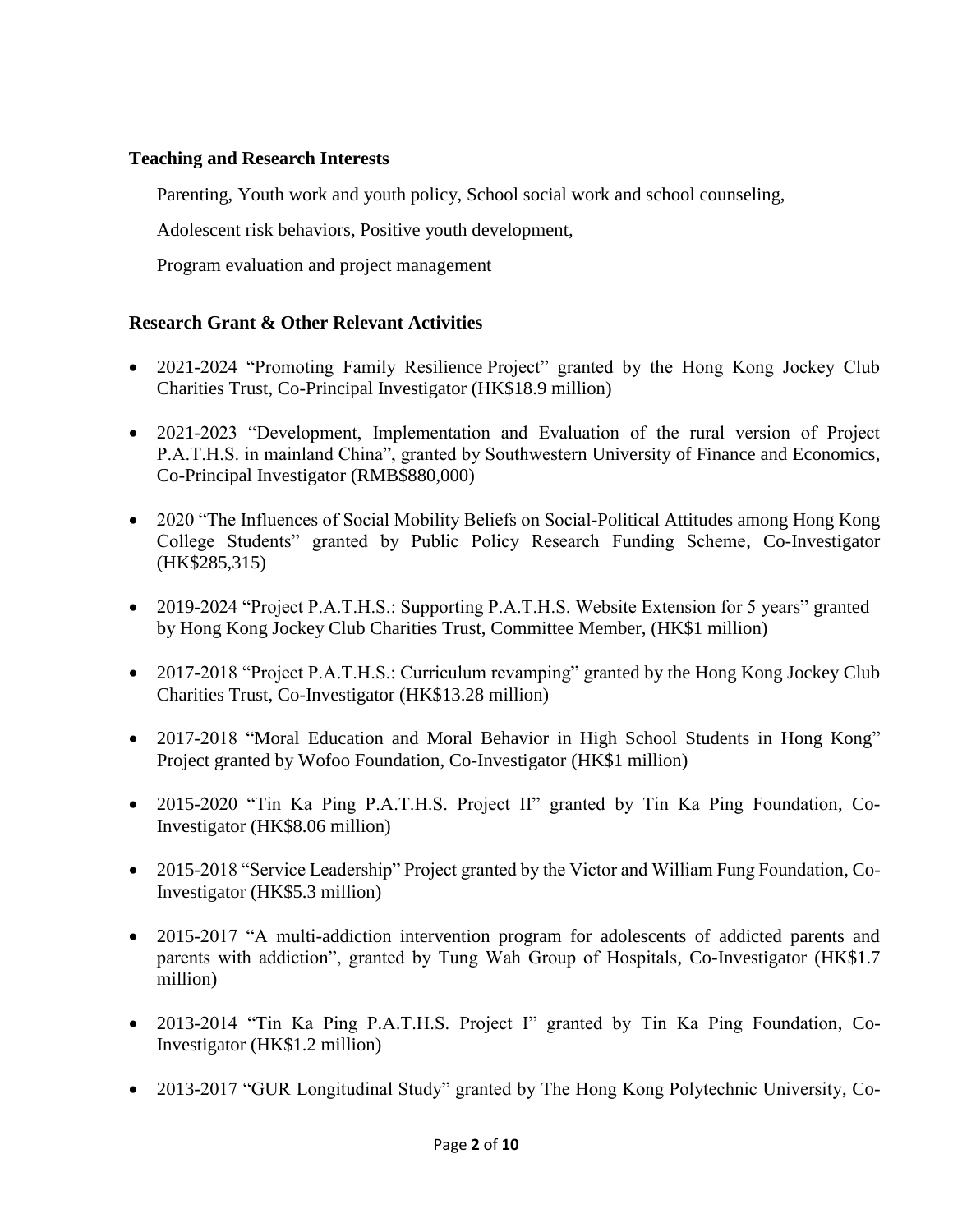### Teaching and Research Interests

Parenting, Youth work and youth policy, School social work and school counseling,

Adolescent risk behaviors, Positive youth development,

Program evaluation and project management

### Research Grant & Other Relevant Activities

- 2021-2024 "Promoting Family Resilience Project" granted by the Hong Kong Jockey Club Charities Trust, Co-Principal Investigator (HK$18.9 million)
- 2021-2023 "Development, Implementation and Evaluation of the rural version of Project P.A.T.H.S. in mainland China", granted by Southwestern University of Finance and Economics, Co-Principal Investigator (RMB$880,000)
- 2020 "The Influences of Social Mobility Beliefs on Social-Political Attitudes among Hong Kong College Students" granted by Public Policy Research Funding Scheme, Co-Investigator (HK$285,315)
- 2019-2024 "Project P.A.T.H.S.: Supporting P.A.T.H.S. Website Extension for 5 years" granted by Hong Kong Jockey Club Charities Trust, Committee Member, (HK$1 million)
- 2017-2018 "Project P.A.T.H.S.: Curriculum revamping" granted by the Hong Kong Jockey Club Charities Trust, Co-Investigator (HK$13.28 million)
- 2017-2018 "Moral Education and Moral Behavior in High School Students in Hong Kong" Project granted by Wofoo Foundation, Co-Investigator (HK$1 million)
- 2015-2020 "Tin Ka Ping P.A.T.H.S. Project II" granted by Tin Ka Ping Foundation, Co-Investigator (HK$8.06 million)
- 2015-2018 "Service Leadership" Project granted by the Victor and William Fung Foundation, Co-Investigator (HK$5.3 million)
- 2015-2017 "A multi-addiction intervention program for adolescents of addicted parents and parents with addiction", granted by Tung Wah Group of Hospitals, Co-Investigator (HK$1.7 million)
- 2013-2014 "Tin Ka Ping P.A.T.H.S. Project I" granted by Tin Ka Ping Foundation, Co-Investigator (HK$1.2 million)
- 2013-2017 "GUR Longitudinal Study" granted by The Hong Kong Polytechnic University, Co-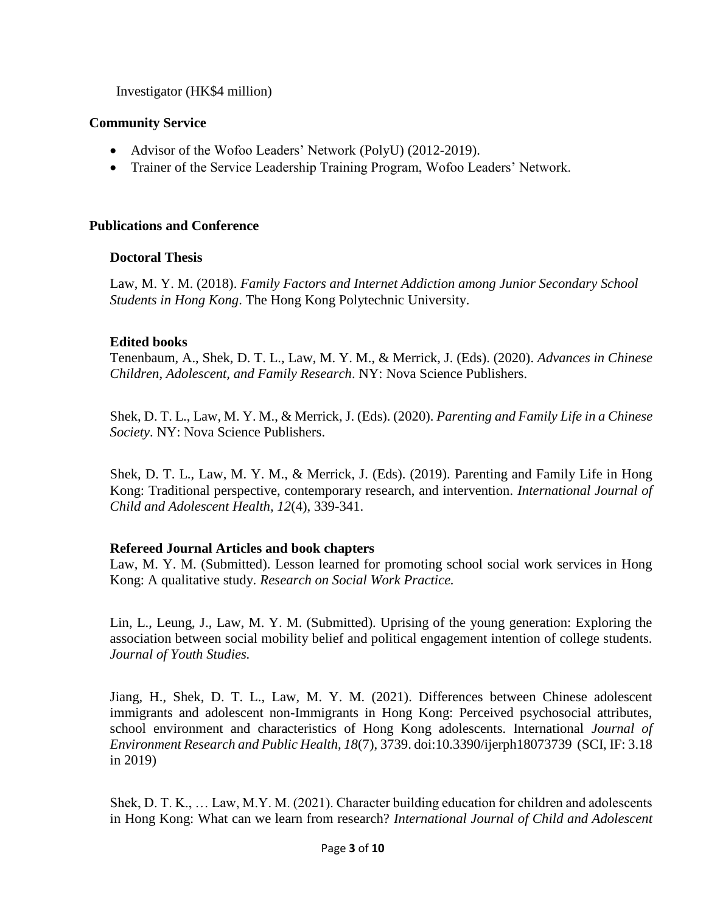Investigator (HK$4 million)

**Community Service**

- Advisor of the Wofoo Leaders' Network (PolyU) (2012-2019).
- Trainer of the Service Leadership Training Program, Wofoo Leaders' Network.

**Publications and Conference**

**Doctoral Thesis**

Law, M. Y. M. (2018). *Family Factors and Internet Addiction among Junior Secondary School Students in Hong Kong*. The Hong Kong Polytechnic University.

**Edited books**

Tenenbaum, A., Shek, D. T. L., Law, M. Y. M., & Merrick, J. (Eds). (2020). *Advances in Chinese Children, Adolescent, and Family Research*. NY: Nova Science Publishers.

Shek, D. T. L., Law, M. Y. M., & Merrick, J. (Eds). (2020). *Parenting and Family Life in a Chinese Society*. NY: Nova Science Publishers.

Shek, D. T. L., Law, M. Y. M., & Merrick, J. (Eds). (2019). Parenting and Family Life in Hong Kong: Traditional perspective, contemporary research, and intervention. *International Journal of Child and Adolescent Health*, *12*(4), 339-341.

**Refereed Journal Articles and book chapters**

Law, M. Y. M. (Submitted). Lesson learned for promoting school social work services in Hong Kong: A qualitative study. *Research on Social Work Practice.*

Lin, L., Leung, J., Law, M. Y. M. (Submitted). Uprising of the young generation: Exploring the association between social mobility belief and political engagement intention of college students. *Journal of Youth Studies.*

Jiang, H., Shek, D. T. L., Law, M. Y. M. (2021). Differences between Chinese adolescent immigrants and adolescent non-Immigrants in Hong Kong: Perceived psychosocial attributes, school environment and characteristics of Hong Kong adolescents. International *Journal of Environment Research and Public Health*, *18*(7), 3739. doi:10.3390/ijerph18073739 (SCI, IF: 3.18 in 2019)

Shek, D. T. K., … Law, M.Y. M. (2021). Character building education for children and adolescents in Hong Kong: What can we learn from research? *International Journal of Child and Adolescent*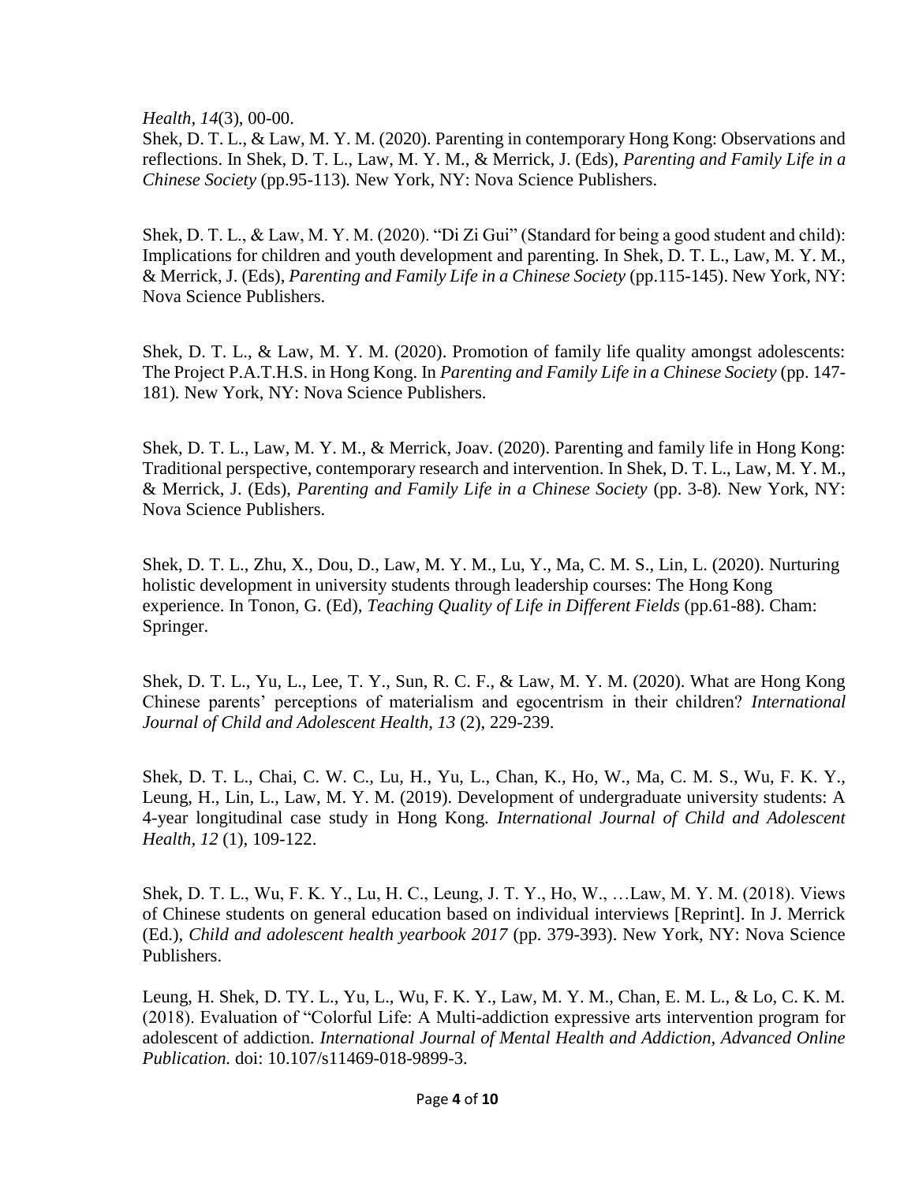*Health, 14*(3), 00-00.

Shek, D. T. L., & Law, M. Y. M. (2020). Parenting in contemporary Hong Kong: Observations and reflections. In Shek, D. T. L., Law, M. Y. M., & Merrick, J. (Eds), *Parenting and Family Life in a Chinese Society* (pp.95-113)*.* New York, NY: Nova Science Publishers.

Shek, D. T. L., & Law, M. Y. M. (2020). "Di Zi Gui" (Standard for being a good student and child): Implications for children and youth development and parenting. In Shek, D. T. L., Law, M. Y. M., & Merrick, J. (Eds), *Parenting and Family Life in a Chinese Society* (pp.115-145). New York, NY: Nova Science Publishers.

Shek, D. T. L., & Law, M. Y. M. (2020). Promotion of family life quality amongst adolescents: The Project P.A.T.H.S. in Hong Kong. In *Parenting and Family Life in a Chinese Society* (pp. 147-181)*.* New York, NY: Nova Science Publishers.

Shek, D. T. L., Law, M. Y. M., & Merrick, Joav. (2020). Parenting and family life in Hong Kong: Traditional perspective, contemporary research and intervention. In Shek, D. T. L., Law, M. Y. M., & Merrick, J. (Eds), *Parenting and Family Life in a Chinese Society* (pp. 3-8)*.* New York, NY: Nova Science Publishers.

Shek, D. T. L., Zhu, X., Dou, D., Law, M. Y. M., Lu, Y., Ma, C. M. S., Lin, L. (2020). Nurturing holistic development in university students through leadership courses: The Hong Kong experience. In Tonon, G. (Ed), *Teaching Quality of Life in Different Fields* (pp.61-88). Cham: Springer.

Shek, D. T. L., Yu, L., Lee, T. Y., Sun, R. C. F., & Law, M. Y. M. (2020). What are Hong Kong Chinese parents' perceptions of materialism and egocentrism in their children? *International Journal of Child and Adolescent Health, 13* (2), 229-239.

Shek, D. T. L., Chai, C. W. C., Lu, H., Yu, L., Chan, K., Ho, W., Ma, C. M. S., Wu, F. K. Y., Leung, H., Lin, L., Law, M. Y. M. (2019). Development of undergraduate university students: A 4-year longitudinal case study in Hong Kong*. International Journal of Child and Adolescent Health, 12* (1), 109-122.

Shek, D. T. L., Wu, F. K. Y., Lu, H. C., Leung, J. T. Y., Ho, W., …Law, M. Y. M. (2018). Views of Chinese students on general education based on individual interviews [Reprint]. In J. Merrick (Ed.), *Child and adolescent health yearbook 2017* (pp. 379-393). New York, NY: Nova Science Publishers.

Leung, H. Shek, D. TY. L., Yu, L., Wu, F. K. Y., Law, M. Y. M., Chan, E. M. L., & Lo, C. K. M. (2018). Evaluation of "Colorful Life: A Multi-addiction expressive arts intervention program for adolescent of addiction. *International Journal of Mental Health and Addiction, Advanced Online Publication.* doi: 10.107/s11469-018-9899-3.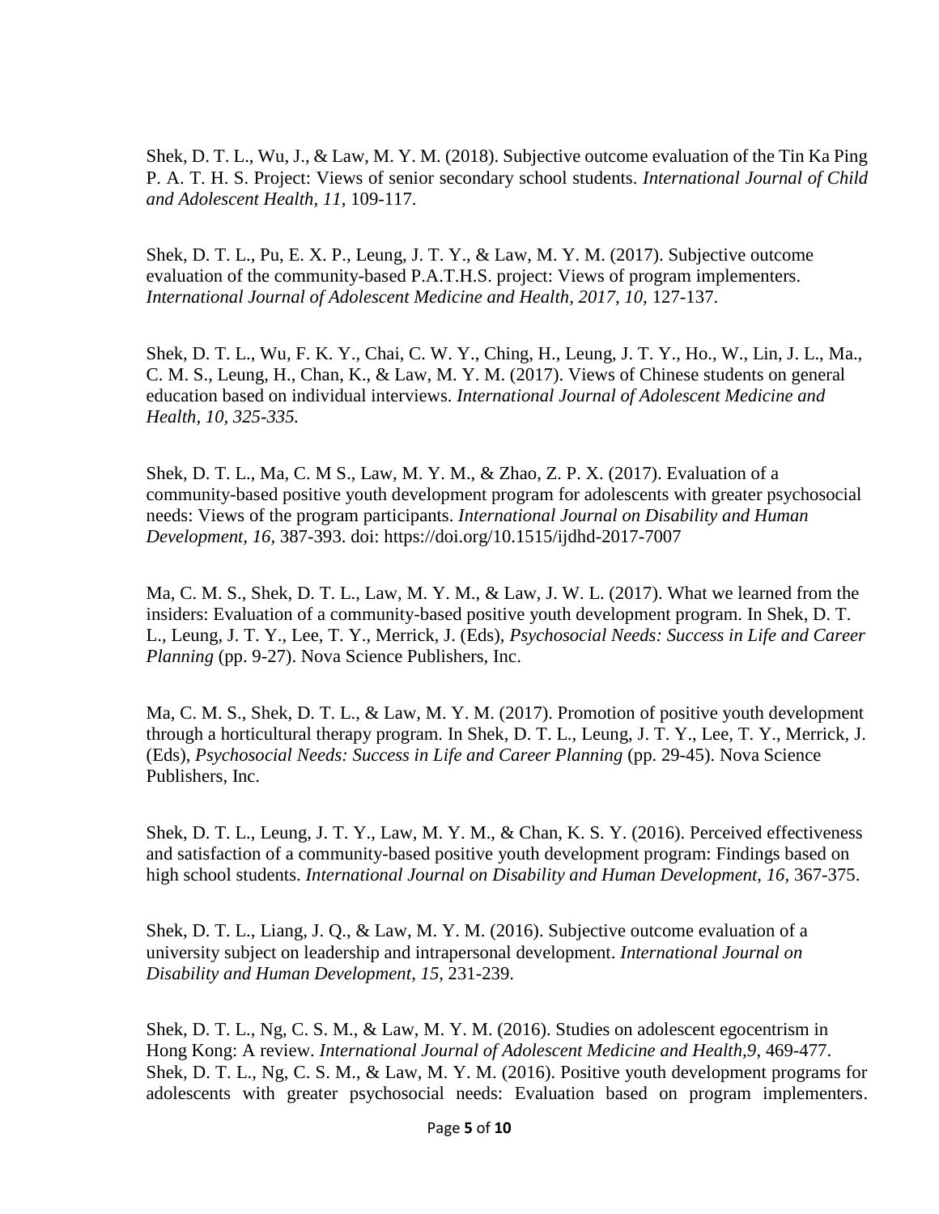Shek, D. T. L., Wu, J., & Law, M. Y. M. (2018). Subjective outcome evaluation of the Tin Ka Ping P. A. T. H. S. Project: Views of senior secondary school students. *International Journal of Child and Adolescent Health, 11*, 109-117.

Shek, D. T. L., Pu, E. X. P., Leung, J. T. Y., & Law, M. Y. M. (2017). Subjective outcome evaluation of the community-based P.A.T.H.S. project: Views of program implementers. *International Journal of Adolescent Medicine and Health, 2017, 10*, 127-137.

Shek, D. T. L., Wu, F. K. Y., Chai, C. W. Y., Ching, H., Leung, J. T. Y., Ho., W., Lin, J. L., Ma., C. M. S., Leung, H., Chan, K., & Law, M. Y. M. (2017). Views of Chinese students on general education based on individual interviews. *International Journal of Adolescent Medicine and Health, 10, 325-335.*

Shek, D. T. L., Ma, C. M S., Law, M. Y. M., & Zhao, Z. P. X. (2017). Evaluation of a community-based positive youth development program for adolescents with greater psychosocial needs: Views of the program participants. *International Journal on Disability and Human Development, 16*, 387-393. doi: https://doi.org/10.1515/ijdhd-2017-7007

Ma, C. M. S., Shek, D. T. L., Law, M. Y. M., & Law, J. W. L. (2017). What we learned from the insiders: Evaluation of a community-based positive youth development program. In Shek, D. T. L., Leung, J. T. Y., Lee, T. Y., Merrick, J. (Eds), *Psychosocial Needs: Success in Life and Career Planning* (pp. 9-27). Nova Science Publishers, Inc.

Ma, C. M. S., Shek, D. T. L., & Law, M. Y. M. (2017). Promotion of positive youth development through a horticultural therapy program. In Shek, D. T. L., Leung, J. T. Y., Lee, T. Y., Merrick, J. (Eds), *Psychosocial Needs: Success in Life and Career Planning* (pp. 29-45). Nova Science Publishers, Inc.

Shek, D. T. L., Leung, J. T. Y., Law, M. Y. M., & Chan, K. S. Y. (2016). Perceived effectiveness and satisfaction of a community-based positive youth development program: Findings based on high school students. *International Journal on Disability and Human Development, 16*, 367-375.

Shek, D. T. L., Liang, J. Q., & Law, M. Y. M. (2016). Subjective outcome evaluation of a university subject on leadership and intrapersonal development. *International Journal on Disability and Human Development, 15*, 231-239.

Shek, D. T. L., Ng, C. S. M., & Law, M. Y. M. (2016). Studies on adolescent egocentrism in Hong Kong: A review. *International Journal of Adolescent Medicine and Health,9*, 469-477.
Shek, D. T. L., Ng, C. S. M., & Law, M. Y. M. (2016). Positive youth development programs for adolescents with greater psychosocial needs: Evaluation based on program implementers.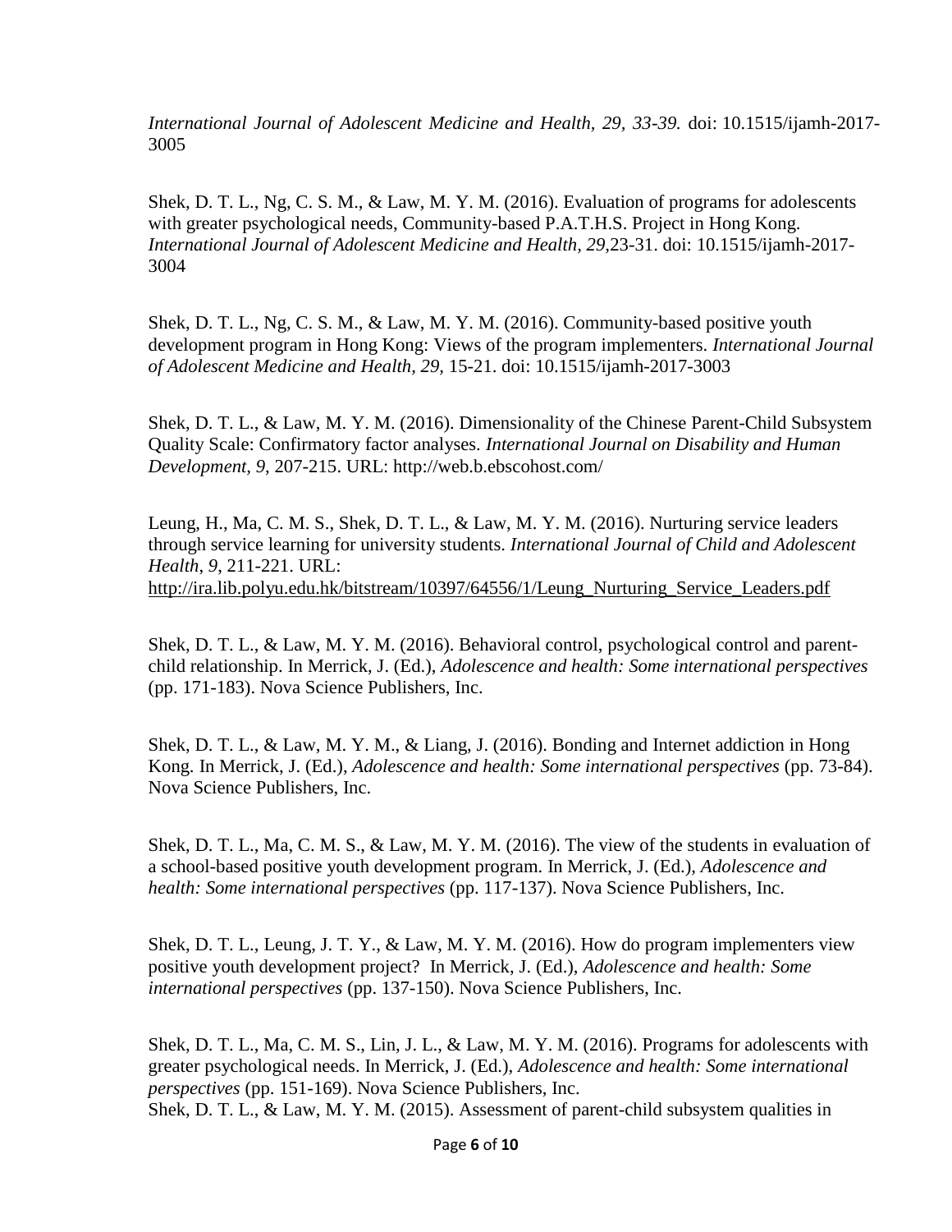*International Journal of Adolescent Medicine and Health, 29, 33-39.* doi: 10.1515/ijamh-2017-3005

Shek, D. T. L., Ng, C. S. M., & Law, M. Y. M. (2016). Evaluation of programs for adolescents with greater psychological needs, Community-based P.A.T.H.S. Project in Hong Kong. *International Journal of Adolescent Medicine and Health, 29,*23-31. doi: 10.1515/ijamh-2017-3004

Shek, D. T. L., Ng, C. S. M., & Law, M. Y. M. (2016). Community-based positive youth development program in Hong Kong: Views of the program implementers. *International Journal of Adolescent Medicine and Health, 29,* 15-21. doi: 10.1515/ijamh-2017-3003

Shek, D. T. L., & Law, M. Y. M. (2016). Dimensionality of the Chinese Parent-Child Subsystem Quality Scale: Confirmatory factor analyses. *International Journal on Disability and Human Development, 9,* 207-215. URL: http://web.b.ebscohost.com/

Leung, H., Ma, C. M. S., Shek, D. T. L., & Law, M. Y. M. (2016). Nurturing service leaders through service learning for university students. *International Journal of Child and Adolescent Health, 9,* 211-221. URL: http://ira.lib.polyu.edu.hk/bitstream/10397/64556/1/Leung_Nurturing_Service_Leaders.pdf

Shek, D. T. L., & Law, M. Y. M. (2016). Behavioral control, psychological control and parent-child relationship. In Merrick, J. (Ed.), *Adolescence and health: Some international perspectives* (pp. 171-183). Nova Science Publishers, Inc.

Shek, D. T. L., & Law, M. Y. M., & Liang, J. (2016). Bonding and Internet addiction in Hong Kong. In Merrick, J. (Ed.), *Adolescence and health: Some international perspectives* (pp. 73-84). Nova Science Publishers, Inc.

Shek, D. T. L., Ma, C. M. S., & Law, M. Y. M. (2016). The view of the students in evaluation of a school-based positive youth development program. In Merrick, J. (Ed.), *Adolescence and health: Some international perspectives* (pp. 117-137). Nova Science Publishers, Inc.

Shek, D. T. L., Leung, J. T. Y., & Law, M. Y. M. (2016). How do program implementers view positive youth development project? In Merrick, J. (Ed.), *Adolescence and health: Some international perspectives* (pp. 137-150). Nova Science Publishers, Inc.

Shek, D. T. L., Ma, C. M. S., Lin, J. L., & Law, M. Y. M. (2016). Programs for adolescents with greater psychological needs. In Merrick, J. (Ed.), *Adolescence and health: Some international perspectives* (pp. 151-169). Nova Science Publishers, Inc.

Shek, D. T. L., & Law, M. Y. M. (2015). Assessment of parent-child subsystem qualities in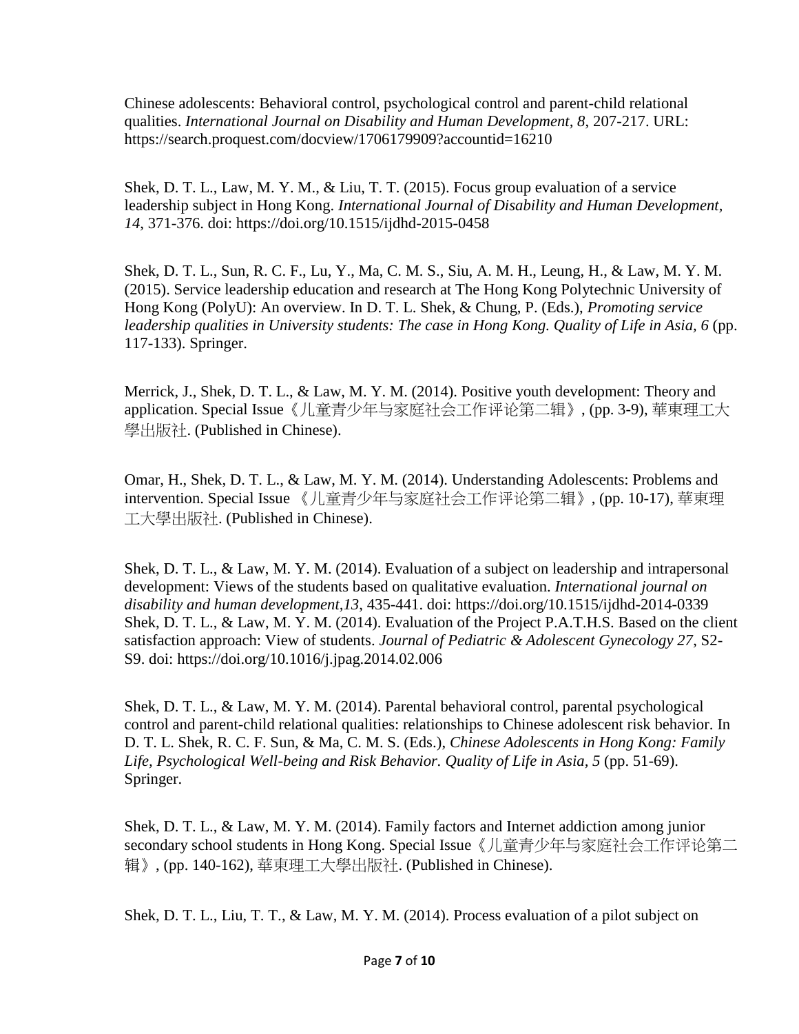Chinese adolescents: Behavioral control, psychological control and parent-child relational qualities. *International Journal on Disability and Human Development, 8*, 207-217. URL: https://search.proquest.com/docview/1706179909?accountid=16210

Shek, D. T. L., Law, M. Y. M., & Liu, T. T. (2015). Focus group evaluation of a service leadership subject in Hong Kong. *International Journal of Disability and Human Development, 14*, 371-376. doi: https://doi.org/10.1515/ijdhd-2015-0458

Shek, D. T. L., Sun, R. C. F., Lu, Y., Ma, C. M. S., Siu, A. M. H., Leung, H., & Law, M. Y. M. (2015). Service leadership education and research at The Hong Kong Polytechnic University of Hong Kong (PolyU): An overview. In D. T. L. Shek, & Chung, P. (Eds.), *Promoting service leadership qualities in University students: The case in Hong Kong. Quality of Life in Asia, 6* (pp. 117-133). Springer.

Merrick, J., Shek, D. T. L., & Law, M. Y. M. (2014). Positive youth development: Theory and application. Special Issue《儿童青少年与家庭社会工作评论第二辑》, (pp. 3-9), 華東理工大學出版社. (Published in Chinese).

Omar, H., Shek, D. T. L., & Law, M. Y. M. (2014). Understanding Adolescents: Problems and intervention. Special Issue 《儿童青少年与家庭社会工作评论第二辑》, (pp. 10-17), 華東理工大學出版社. (Published in Chinese).

Shek, D. T. L., & Law, M. Y. M. (2014). Evaluation of a subject on leadership and intrapersonal development: Views of the students based on qualitative evaluation. *International journal on disability and human development,13*, 435-441. doi: https://doi.org/10.1515/ijdhd-2014-0339
Shek, D. T. L., & Law, M. Y. M. (2014). Evaluation of the Project P.A.T.H.S. Based on the client satisfaction approach: View of students. *Journal of Pediatric & Adolescent Gynecology 27*, S2-S9. doi: https://doi.org/10.1016/j.jpag.2014.02.006

Shek, D. T. L., & Law, M. Y. M. (2014). Parental behavioral control, parental psychological control and parent-child relational qualities: relationships to Chinese adolescent risk behavior. In D. T. L. Shek, R. C. F. Sun, & Ma, C. M. S. (Eds.), *Chinese Adolescents in Hong Kong: Family Life, Psychological Well-being and Risk Behavior. Quality of Life in Asia, 5* (pp. 51-69). Springer.

Shek, D. T. L., & Law, M. Y. M. (2014). Family factors and Internet addiction among junior secondary school students in Hong Kong. Special Issue《儿童青少年与家庭社会工作评论第二辑》, (pp. 140-162), 華東理工大學出版社. (Published in Chinese).

Shek, D. T. L., Liu, T. T., & Law, M. Y. M. (2014). Process evaluation of a pilot subject on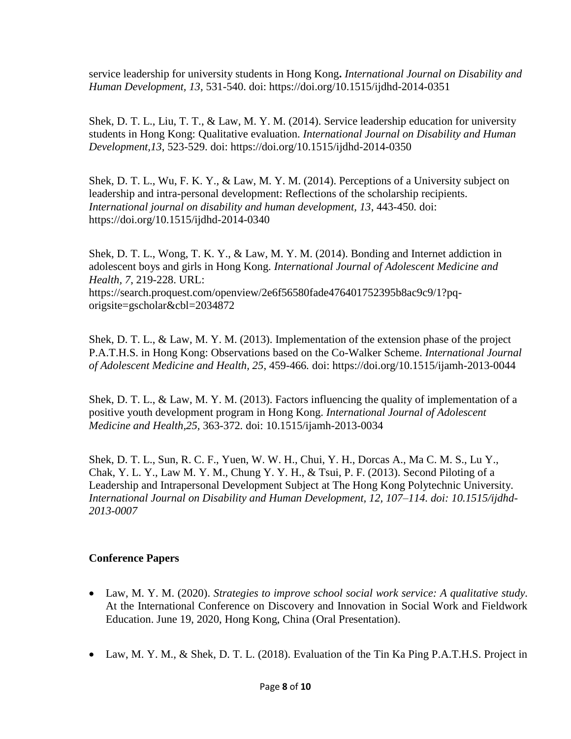service leadership for university students in Hong Kong**.** *International Journal on Disability and Human Development, 13,* 531-540. doi: https://doi.org/10.1515/ijdhd-2014-0351

Shek, D. T. L., Liu, T. T., & Law, M. Y. M. (2014). Service leadership education for university students in Hong Kong: Qualitative evaluation. *International Journal on Disability and Human Development,13,* 523-529. doi: https://doi.org/10.1515/ijdhd-2014-0350

Shek, D. T. L., Wu, F. K. Y., & Law, M. Y. M. (2014). Perceptions of a University subject on leadership and intra-personal development: Reflections of the scholarship recipients. *International journal on disability and human development, 13,* 443-450. doi: https://doi.org/10.1515/ijdhd-2014-0340

Shek, D. T. L., Wong, T. K. Y., & Law, M. Y. M. (2014). Bonding and Internet addiction in adolescent boys and girls in Hong Kong. *International Journal of Adolescent Medicine and Health, 7,* 219-228. URL: https://search.proquest.com/openview/2e6f56580fade476401752395b8ac9c9/1?pq-origsite=gscholar&cbl=2034872

Shek, D. T. L., & Law, M. Y. M. (2013). Implementation of the extension phase of the project P.A.T.H.S. in Hong Kong: Observations based on the Co-Walker Scheme. *International Journal of Adolescent Medicine and Health, 25*, 459-466. doi: https://doi.org/10.1515/ijamh-2013-0044

Shek, D. T. L., & Law, M. Y. M. (2013). Factors influencing the quality of implementation of a positive youth development program in Hong Kong. *International Journal of Adolescent Medicine and Health,25,* 363-372. doi: 10.1515/ijamh-2013-0034

Shek, D. T. L., Sun, R. C. F., Yuen, W. W. H., Chui, Y. H., Dorcas A., Ma C. M. S., Lu Y., Chak, Y. L. Y., Law M. Y. M., Chung Y. Y. H., & Tsui, P. F. (2013). Second Piloting of a Leadership and Intrapersonal Development Subject at The Hong Kong Polytechnic University. *International Journal on Disability and Human Development, 12, 107–114. doi: 10.1515/ijdhd-2013-0007*

**Conference Papers**

- Law, M. Y. M. (2020). *Strategies to improve school social work service: A qualitative study.* At the International Conference on Discovery and Innovation in Social Work and Fieldwork Education. June 19, 2020, Hong Kong, China (Oral Presentation).

- Law, M. Y. M., & Shek, D. T. L. (2018). Evaluation of the Tin Ka Ping P.A.T.H.S. Project in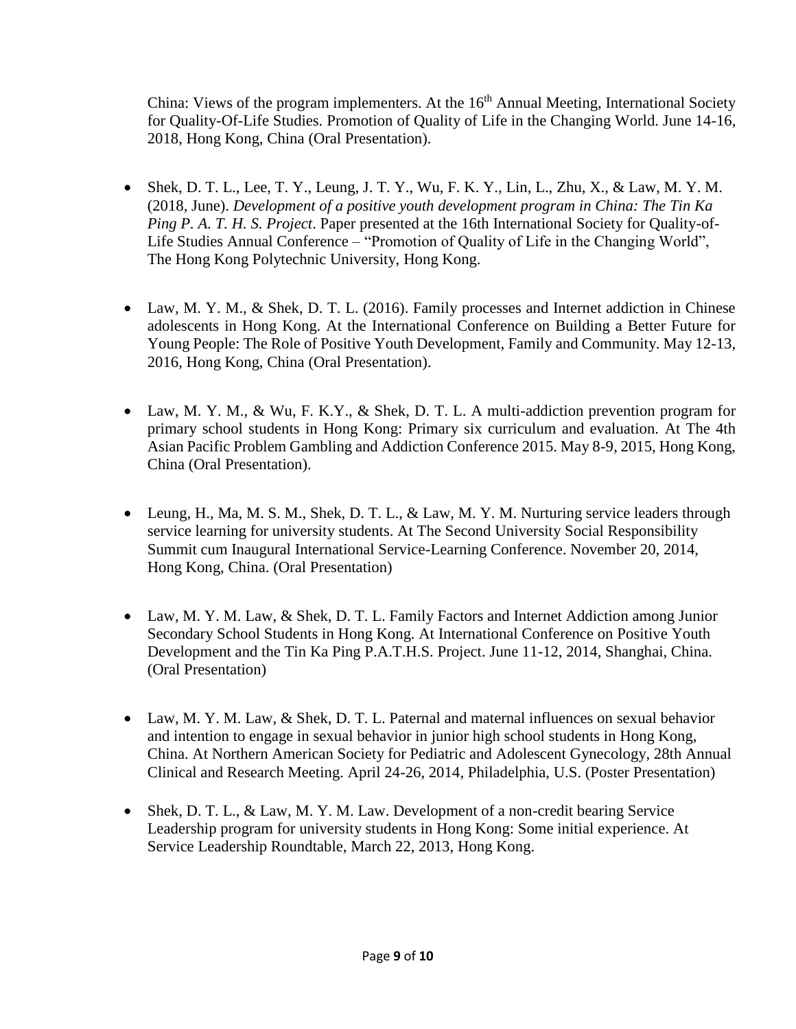China: Views of the program implementers. At the 16th Annual Meeting, International Society for Quality-Of-Life Studies. Promotion of Quality of Life in the Changing World. June 14-16, 2018, Hong Kong, China (Oral Presentation).

- Shek, D. T. L., Lee, T. Y., Leung, J. T. Y., Wu, F. K. Y., Lin, L., Zhu, X., & Law, M. Y. M. (2018, June). *Development of a positive youth development program in China: The Tin Ka Ping P. A. T. H. S. Project*. Paper presented at the 16th International Society for Quality-of-Life Studies Annual Conference – "Promotion of Quality of Life in the Changing World", The Hong Kong Polytechnic University, Hong Kong.

- Law, M. Y. M., & Shek, D. T. L. (2016). Family processes and Internet addiction in Chinese adolescents in Hong Kong. At the International Conference on Building a Better Future for Young People: The Role of Positive Youth Development, Family and Community. May 12-13, 2016, Hong Kong, China (Oral Presentation).

- Law, M. Y. M., & Wu, F. K.Y., & Shek, D. T. L. A multi-addiction prevention program for primary school students in Hong Kong: Primary six curriculum and evaluation. At The 4th Asian Pacific Problem Gambling and Addiction Conference 2015. May 8-9, 2015, Hong Kong, China (Oral Presentation).

- Leung, H., Ma, M. S. M., Shek, D. T. L., & Law, M. Y. M. Nurturing service leaders through service learning for university students. At The Second University Social Responsibility Summit cum Inaugural International Service-Learning Conference. November 20, 2014, Hong Kong, China. (Oral Presentation)

- Law, M. Y. M. Law, & Shek, D. T. L. Family Factors and Internet Addiction among Junior Secondary School Students in Hong Kong. At International Conference on Positive Youth Development and the Tin Ka Ping P.A.T.H.S. Project. June 11-12, 2014, Shanghai, China. (Oral Presentation)

- Law, M. Y. M. Law, & Shek, D. T. L. Paternal and maternal influences on sexual behavior and intention to engage in sexual behavior in junior high school students in Hong Kong, China. At Northern American Society for Pediatric and Adolescent Gynecology, 28th Annual Clinical and Research Meeting. April 24-26, 2014, Philadelphia, U.S. (Poster Presentation)

- Shek, D. T. L., & Law, M. Y. M. Law. Development of a non-credit bearing Service Leadership program for university students in Hong Kong: Some initial experience. At Service Leadership Roundtable, March 22, 2013, Hong Kong.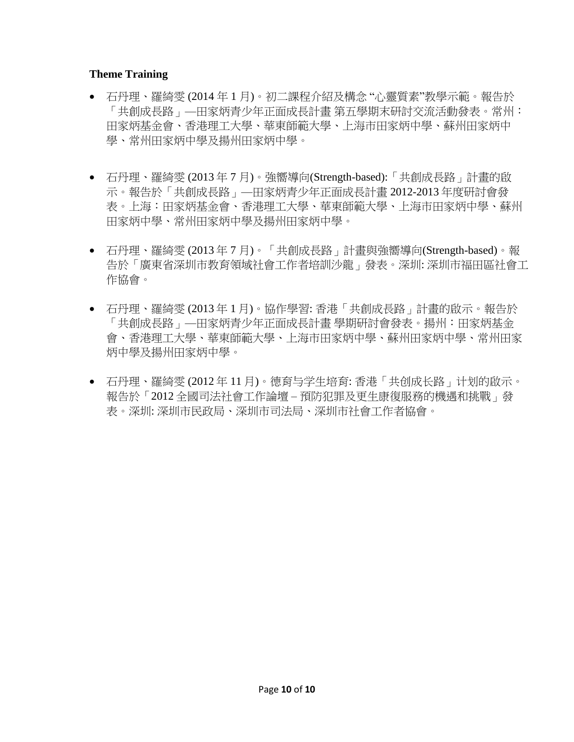**Theme Training**

- 石丹理、羅綺雯 (2014 年 1 月)。初二課程介紹及構念 "心靈質素"教學示範。報告於「共創成長路」—田家炳青少年正面成長計畫 第五學期末研討交流活動發表。常州：田家炳基金會、香港理工大學、華東師範大學、上海市田家炳中學、蘇州田家炳中學、常州田家炳中學及揚州田家炳中學。

- 石丹理、羅綺雯 (2013 年 7 月)。強嚮導向(Strength-based):「共創成長路」計畫的啟示。報告於「共創成長路」—田家炳青少年正面成長計畫 2012-2013 年度研討會發表。上海：田家炳基金會、香港理工大學、華東師範大學、上海市田家炳中學、蘇州田家炳中學、常州田家炳中學及揚州田家炳中學。

- 石丹理、羅綺雯 (2013 年 7 月)。「共創成長路」計畫與強嚮導向(Strength-based)。報告於「廣東省深圳市教育領域社會工作者培訓沙龍」發表。深圳: 深圳市福田區社會工作協會。

- 石丹理、羅綺雯 (2013 年 1 月)。協作學習: 香港「共創成長路」計畫的啟示。報告於「共創成長路」—田家炳青少年正面成長計畫 學期研討會發表。揚州：田家炳基金會、香港理工大學、華東師範大學、上海市田家炳中學、蘇州田家炳中學、常州田家炳中學及揚州田家炳中學。

- 石丹理、羅綺雯 (2012 年 11 月)。德育与学生培育: 香港「共创成长路」计划的啟示。報告於「2012 全國司法社會工作論壇 – 預防犯罪及更生康復服務的機遇和挑戰」發表。深圳: 深圳市民政局、深圳市司法局、深圳市社會工作者協會。